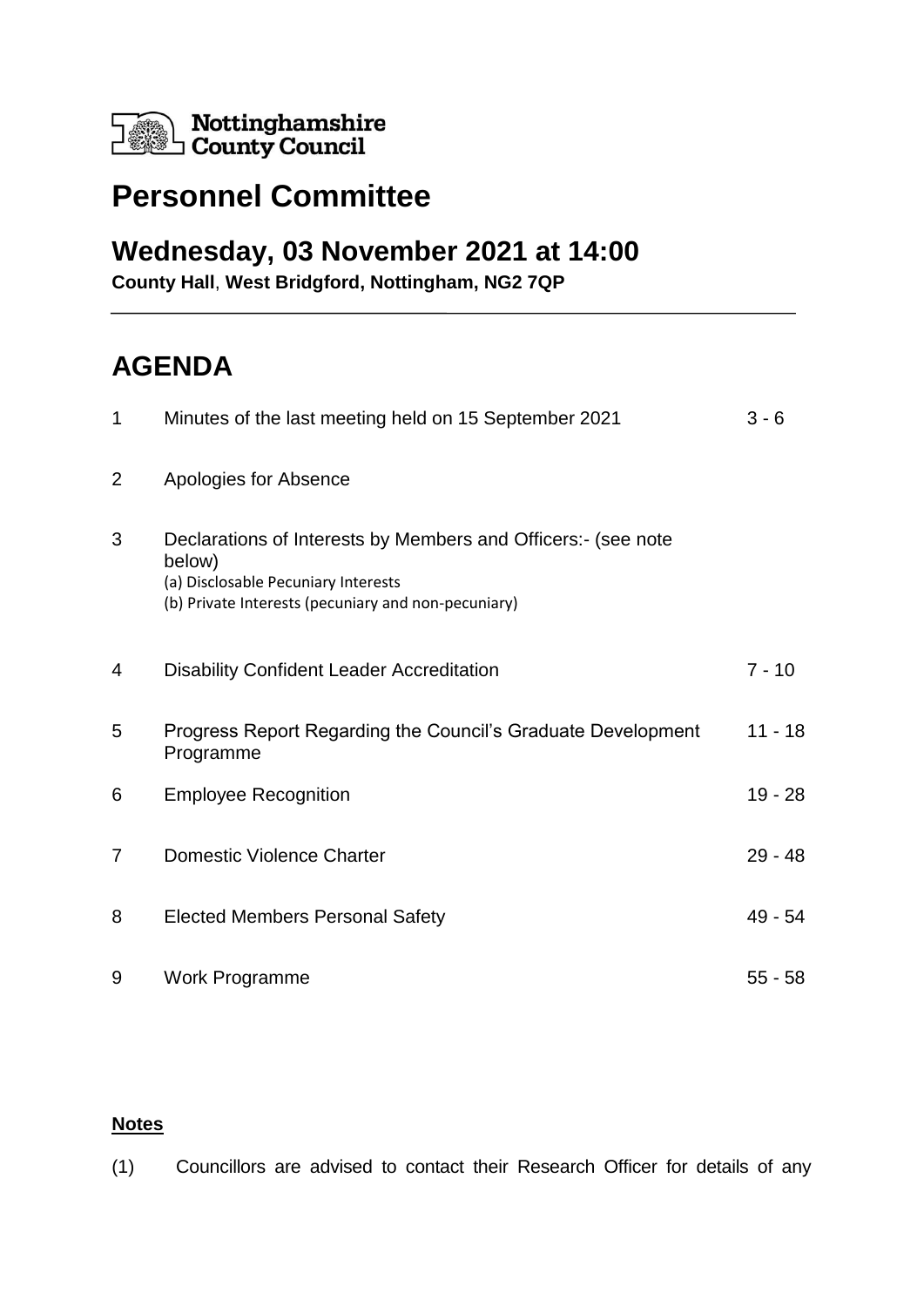Nottinghamshire County Council

# Personnel Committee

## Wednesday, 03 November 2021 at 14:00

**County Hall, West Bridgford, Nottingham, NG2 7QP**

# AGENDA

| | | |
|---|---|---|
| 1 | Minutes of the last meeting held on 15 September 2021 | 3 - 6 |
| 2 | Apologies for Absence | |
| 3 | Declarations of Interests by Members and Officers:- (see note below)<br>(a) Disclosable Pecuniary Interests<br>(b) Private Interests (pecuniary and non-pecuniary) | |
| 4 | Disability Confident Leader Accreditation | 7 - 10 |
| 5 | Progress Report Regarding the Council's Graduate Development Programme | 11 - 18 |
| 6 | Employee Recognition | 19 - 28 |
| 7 | Domestic Violence Charter | 29 - 48 |
| 8 | Elected Members Personal Safety | 49 - 54 |
| 9 | Work Programme | 55 - 58 |

**Notes**

(1) Councillors are advised to contact their Research Officer for details of any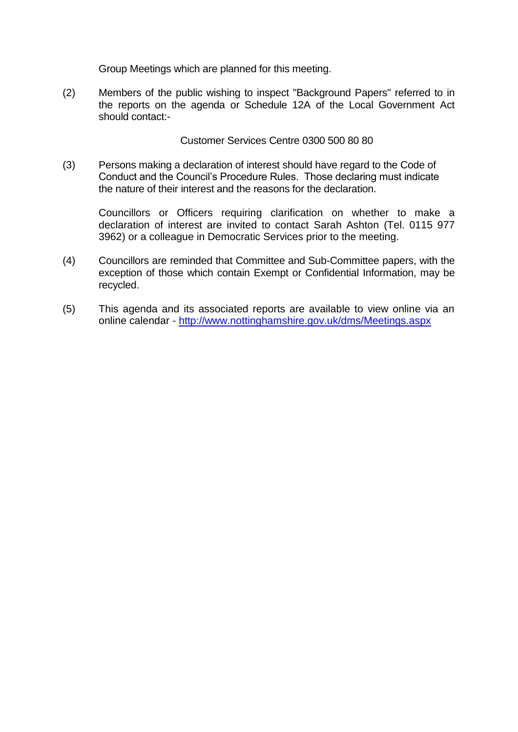Group Meetings which are planned for this meeting.

(2) Members of the public wishing to inspect "Background Papers" referred to in the reports on the agenda or Schedule 12A of the Local Government Act should contact:-

Customer Services Centre 0300 500 80 80

(3) Persons making a declaration of interest should have regard to the Code of Conduct and the Council's Procedure Rules. Those declaring must indicate the nature of their interest and the reasons for the declaration.

Councillors or Officers requiring clarification on whether to make a declaration of interest are invited to contact Sarah Ashton (Tel. 0115 977 3962) or a colleague in Democratic Services prior to the meeting.

(4) Councillors are reminded that Committee and Sub-Committee papers, with the exception of those which contain Exempt or Confidential Information, may be recycled.

(5) This agenda and its associated reports are available to view online via an online calendar - [http://www.nottinghamshire.gov.uk/dms/Meetings.aspx](http://www.nottinghamshire.gov.uk/dms/Meetings.aspx)